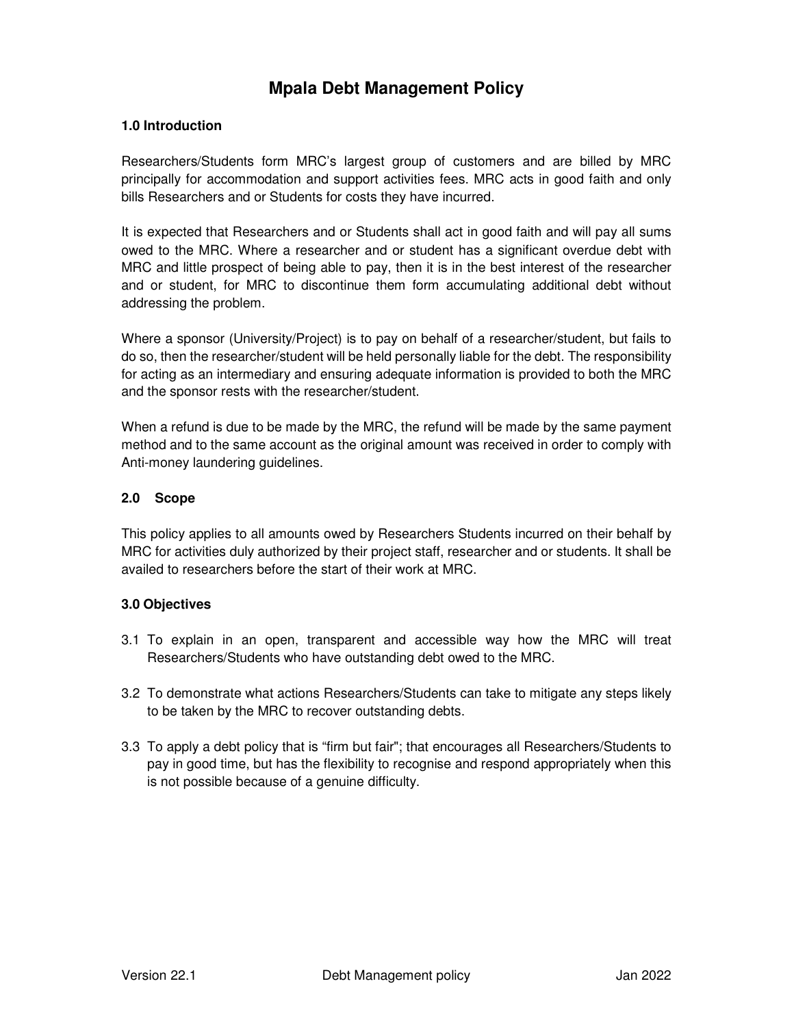# Mpala Debt Management Policy

### 1.0 Introduction

Researchers/Students form MRC's largest group of customers and are billed by MRC principally for accommodation and support activities fees. MRC acts in good faith and only bills Researchers and or Students for costs they have incurred.

It is expected that Researchers and or Students shall act in good faith and will pay all sums owed to the MRC. Where a researcher and or student has a significant overdue debt with MRC and little prospect of being able to pay, then it is in the best interest of the researcher and or student, for MRC to discontinue them form accumulating additional debt without addressing the problem.

Where a sponsor (University/Project) is to pay on behalf of a researcher/student, but fails to do so, then the researcher/student will be held personally liable for the debt. The responsibility for acting as an intermediary and ensuring adequate information is provided to both the MRC and the sponsor rests with the researcher/student.

When a refund is due to be made by the MRC, the refund will be made by the same payment method and to the same account as the original amount was received in order to comply with Anti-money laundering guidelines.

### 2.0 Scope

This policy applies to all amounts owed by Researchers Students incurred on their behalf by MRC for activities duly authorized by their project staff, researcher and or students. It shall be availed to researchers before the start of their work at MRC.

### 3.0 Objectives

3.1 To explain in an open, transparent and accessible way how the MRC will treat Researchers/Students who have outstanding debt owed to the MRC.

3.2 To demonstrate what actions Researchers/Students can take to mitigate any steps likely to be taken by the MRC to recover outstanding debts.

3.3 To apply a debt policy that is "firm but fair"; that encourages all Researchers/Students to pay in good time, but has the flexibility to recognise and respond appropriately when this is not possible because of a genuine difficulty.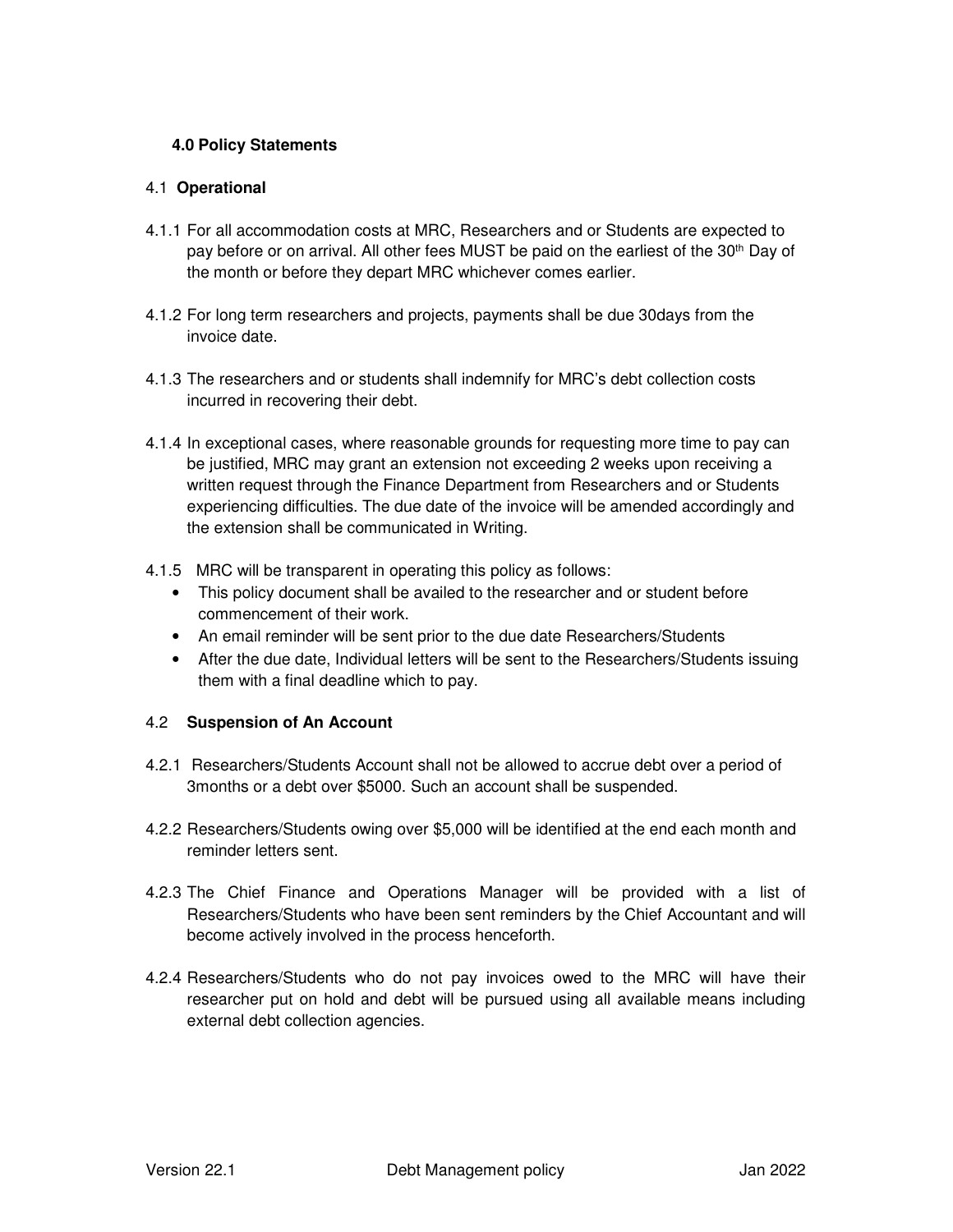### 4.0 Policy Statements

#### 4.1 **Operational**

4.1.1 For all accommodation costs at MRC, Researchers and or Students are expected to pay before or on arrival. All other fees MUST be paid on the earliest of the 30th Day of the month or before they depart MRC whichever comes earlier.

4.1.2 For long term researchers and projects, payments shall be due 30days from the invoice date.

4.1.3 The researchers and or students shall indemnify for MRC's debt collection costs incurred in recovering their debt.

4.1.4 In exceptional cases, where reasonable grounds for requesting more time to pay can be justified, MRC may grant an extension not exceeding 2 weeks upon receiving a written request through the Finance Department from Researchers and or Students experiencing difficulties. The due date of the invoice will be amended accordingly and the extension shall be communicated in Writing.

4.1.5 MRC will be transparent in operating this policy as follows:

- This policy document shall be availed to the researcher and or student before commencement of their work.
- An email reminder will be sent prior to the due date Researchers/Students
- After the due date, Individual letters will be sent to the Researchers/Students issuing them with a final deadline which to pay.

#### 4.2 **Suspension of An Account**

4.2.1 Researchers/Students Account shall not be allowed to accrue debt over a period of 3months or a debt over $5000. Such an account shall be suspended.

4.2.2 Researchers/Students owing over $5,000 will be identified at the end each month and reminder letters sent.

4.2.3 The Chief Finance and Operations Manager will be provided with a list of Researchers/Students who have been sent reminders by the Chief Accountant and will become actively involved in the process henceforth.

4.2.4 Researchers/Students who do not pay invoices owed to the MRC will have their researcher put on hold and debt will be pursued using all available means including external debt collection agencies.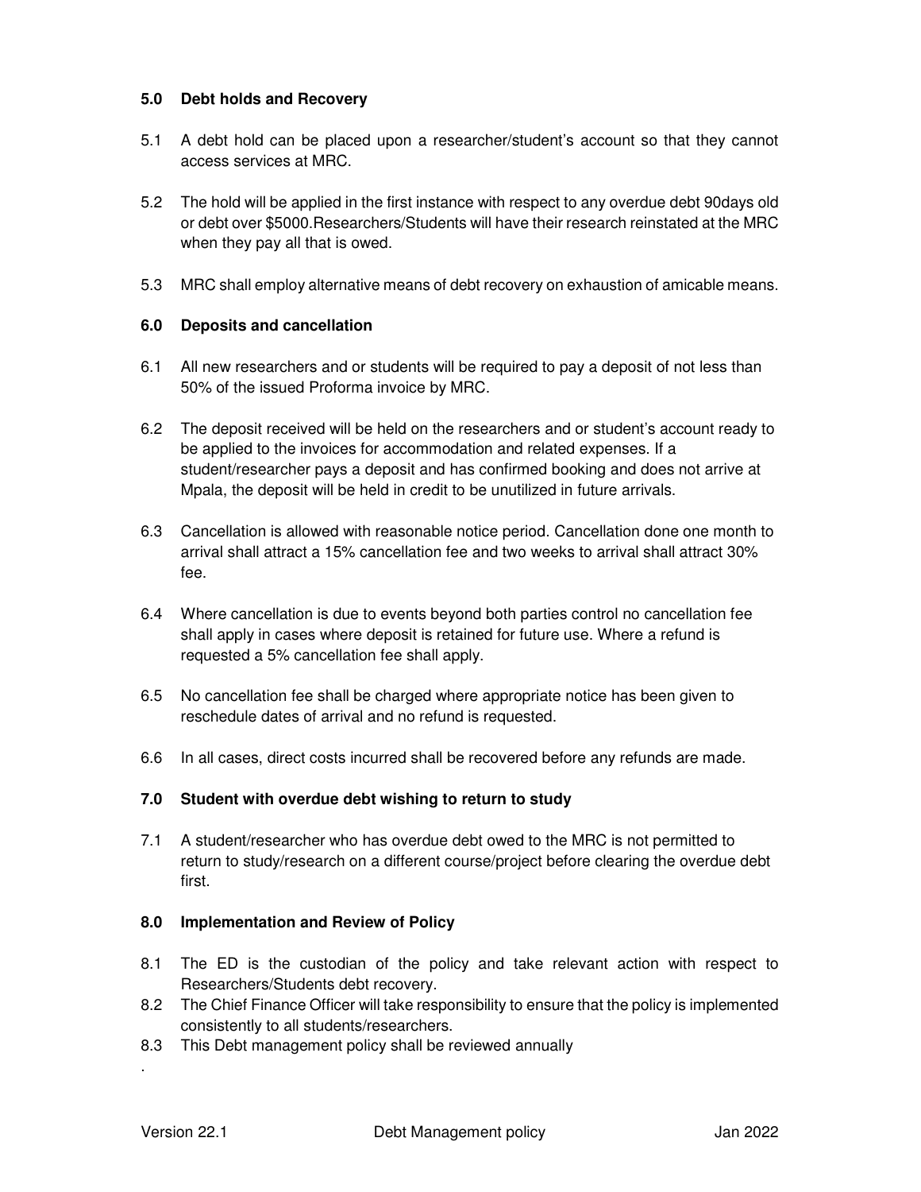## 5.0 Debt holds and Recovery

5.1 A debt hold can be placed upon a researcher/student's account so that they cannot access services at MRC.

5.2 The hold will be applied in the first instance with respect to any overdue debt 90days old or debt over $5000.Researchers/Students will have their research reinstated at the MRC when they pay all that is owed.

5.3 MRC shall employ alternative means of debt recovery on exhaustion of amicable means.

## 6.0 Deposits and cancellation

6.1 All new researchers and or students will be required to pay a deposit of not less than 50% of the issued Proforma invoice by MRC.

6.2 The deposit received will be held on the researchers and or student's account ready to be applied to the invoices for accommodation and related expenses. If a student/researcher pays a deposit and has confirmed booking and does not arrive at Mpala, the deposit will be held in credit to be unutilized in future arrivals.

6.3 Cancellation is allowed with reasonable notice period. Cancellation done one month to arrival shall attract a 15% cancellation fee and two weeks to arrival shall attract 30% fee.

6.4 Where cancellation is due to events beyond both parties control no cancellation fee shall apply in cases where deposit is retained for future use. Where a refund is requested a 5% cancellation fee shall apply.

6.5 No cancellation fee shall be charged where appropriate notice has been given to reschedule dates of arrival and no refund is requested.

6.6 In all cases, direct costs incurred shall be recovered before any refunds are made.

## 7.0 Student with overdue debt wishing to return to study

7.1 A student/researcher who has overdue debt owed to the MRC is not permitted to return to study/research on a different course/project before clearing the overdue debt first.

## 8.0 Implementation and Review of Policy

8.1 The ED is the custodian of the policy and take relevant action with respect to Researchers/Students debt recovery.

8.2 The Chief Finance Officer will take responsibility to ensure that the policy is implemented consistently to all students/researchers.

8.3 This Debt management policy shall be reviewed annually

.